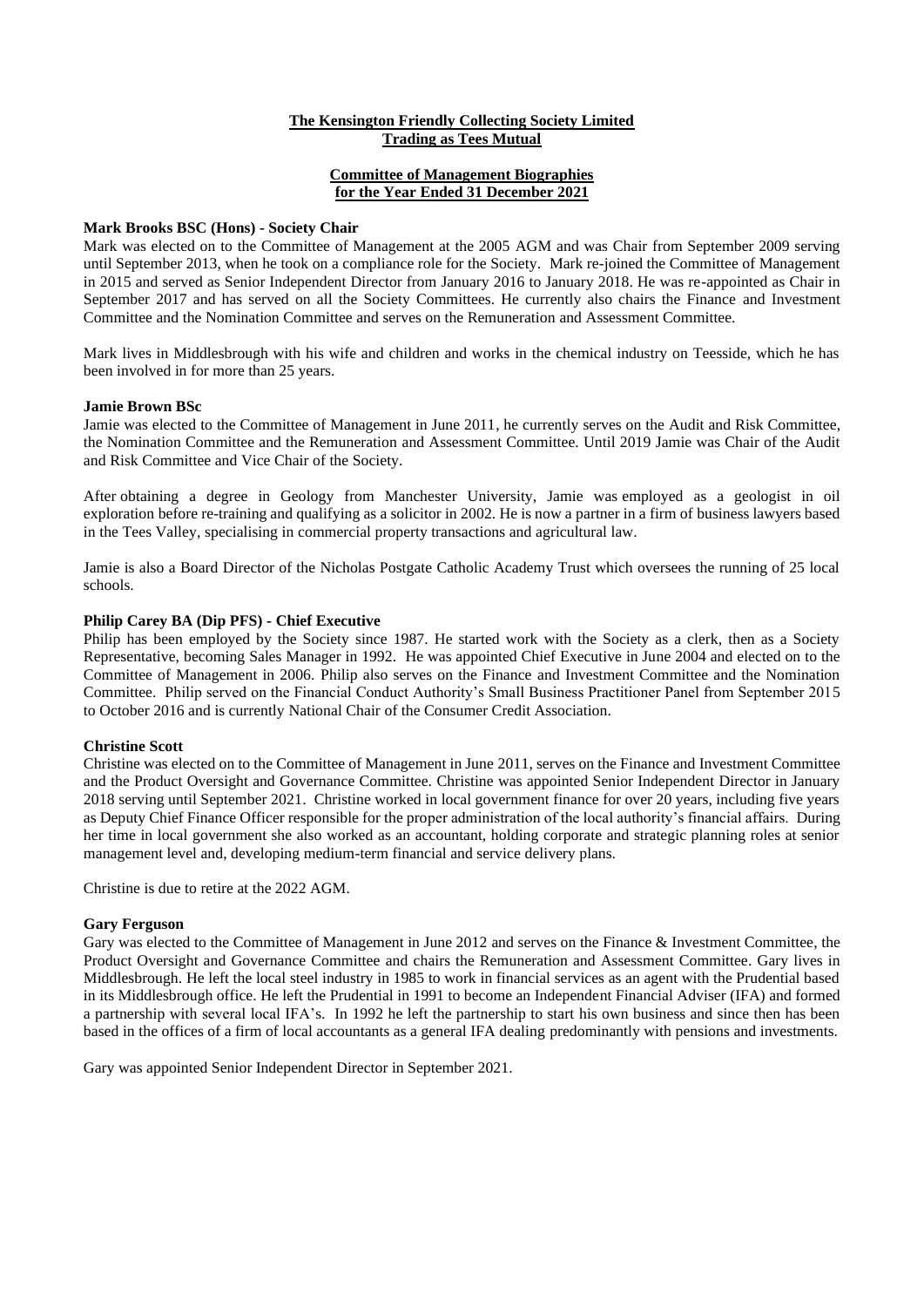# The Kensington Friendly Collecting Society Limited
## Trading as Tees Mutual

## Committee of Management Biographies for the Year Ended 31 December 2021

**Mark Brooks BSC (Hons) - Society Chair**

Mark was elected on to the Committee of Management at the 2005 AGM and was Chair from September 2009 serving until September 2013, when he took on a compliance role for the Society. Mark re-joined the Committee of Management in 2015 and served as Senior Independent Director from January 2016 to January 2018. He was re-appointed as Chair in September 2017 and has served on all the Society Committees. He currently also chairs the Finance and Investment Committee and the Nomination Committee and serves on the Remuneration and Assessment Committee.

Mark lives in Middlesbrough with his wife and children and works in the chemical industry on Teesside, which he has been involved in for more than 25 years.

**Jamie Brown BSc**

Jamie was elected to the Committee of Management in June 2011, he currently serves on the Audit and Risk Committee, the Nomination Committee and the Remuneration and Assessment Committee. Until 2019 Jamie was Chair of the Audit and Risk Committee and Vice Chair of the Society.

After obtaining a degree in Geology from Manchester University, Jamie was employed as a geologist in oil exploration before re-training and qualifying as a solicitor in 2002. He is now a partner in a firm of business lawyers based in the Tees Valley, specialising in commercial property transactions and agricultural law.

Jamie is also a Board Director of the Nicholas Postgate Catholic Academy Trust which oversees the running of 25 local schools.

**Philip Carey BA (Dip PFS) - Chief Executive**

Philip has been employed by the Society since 1987. He started work with the Society as a clerk, then as a Society Representative, becoming Sales Manager in 1992. He was appointed Chief Executive in June 2004 and elected on to the Committee of Management in 2006. Philip also serves on the Finance and Investment Committee and the Nomination Committee. Philip served on the Financial Conduct Authority's Small Business Practitioner Panel from September 2015 to October 2016 and is currently National Chair of the Consumer Credit Association.

**Christine Scott**

Christine was elected on to the Committee of Management in June 2011, serves on the Finance and Investment Committee and the Product Oversight and Governance Committee. Christine was appointed Senior Independent Director in January 2018 serving until September 2021. Christine worked in local government finance for over 20 years, including five years as Deputy Chief Finance Officer responsible for the proper administration of the local authority's financial affairs. During her time in local government she also worked as an accountant, holding corporate and strategic planning roles at senior management level and, developing medium-term financial and service delivery plans.

Christine is due to retire at the 2022 AGM.

**Gary Ferguson**

Gary was elected to the Committee of Management in June 2012 and serves on the Finance & Investment Committee, the Product Oversight and Governance Committee and chairs the Remuneration and Assessment Committee. Gary lives in Middlesbrough. He left the local steel industry in 1985 to work in financial services as an agent with the Prudential based in its Middlesbrough office. He left the Prudential in 1991 to become an Independent Financial Adviser (IFA) and formed a partnership with several local IFA's. In 1992 he left the partnership to start his own business and since then has been based in the offices of a firm of local accountants as a general IFA dealing predominantly with pensions and investments.

Gary was appointed Senior Independent Director in September 2021.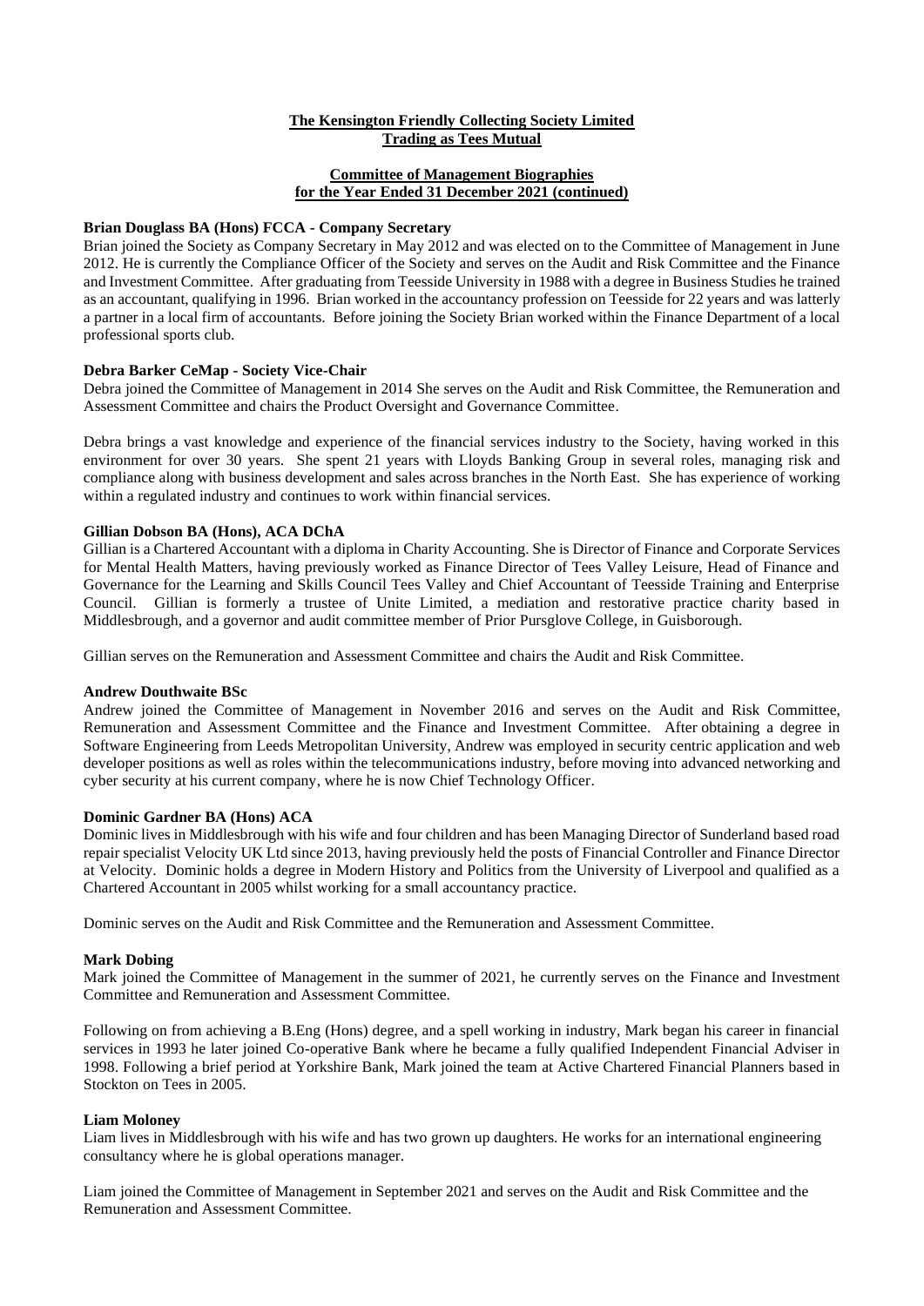**The Kensington Friendly Collecting Society Limited**
**Trading as Tees Mutual**

**Committee of Management Biographies**
**for the Year Ended 31 December 2021 (continued)**

**Brian Douglass BA (Hons) FCCA - Company Secretary**

Brian joined the Society as Company Secretary in May 2012 and was elected on to the Committee of Management in June 2012. He is currently the Compliance Officer of the Society and serves on the Audit and Risk Committee and the Finance and Investment Committee. After graduating from Teesside University in 1988 with a degree in Business Studies he trained as an accountant, qualifying in 1996. Brian worked in the accountancy profession on Teesside for 22 years and was latterly a partner in a local firm of accountants. Before joining the Society Brian worked within the Finance Department of a local professional sports club.

**Debra Barker CeMap - Society Vice-Chair**

Debra joined the Committee of Management in 2014 She serves on the Audit and Risk Committee, the Remuneration and Assessment Committee and chairs the Product Oversight and Governance Committee.

Debra brings a vast knowledge and experience of the financial services industry to the Society, having worked in this environment for over 30 years. She spent 21 years with Lloyds Banking Group in several roles, managing risk and compliance along with business development and sales across branches in the North East. She has experience of working within a regulated industry and continues to work within financial services.

**Gillian Dobson BA (Hons), ACA DChA**

Gillian is a Chartered Accountant with a diploma in Charity Accounting. She is Director of Finance and Corporate Services for Mental Health Matters, having previously worked as Finance Director of Tees Valley Leisure, Head of Finance and Governance for the Learning and Skills Council Tees Valley and Chief Accountant of Teesside Training and Enterprise Council. Gillian is formerly a trustee of Unite Limited, a mediation and restorative practice charity based in Middlesbrough, and a governor and audit committee member of Prior Pursglove College, in Guisborough.

Gillian serves on the Remuneration and Assessment Committee and chairs the Audit and Risk Committee.

**Andrew Douthwaite BSc**

Andrew joined the Committee of Management in November 2016 and serves on the Audit and Risk Committee, Remuneration and Assessment Committee and the Finance and Investment Committee. After obtaining a degree in Software Engineering from Leeds Metropolitan University, Andrew was employed in security centric application and web developer positions as well as roles within the telecommunications industry, before moving into advanced networking and cyber security at his current company, where he is now Chief Technology Officer.

**Dominic Gardner BA (Hons) ACA**

Dominic lives in Middlesbrough with his wife and four children and has been Managing Director of Sunderland based road repair specialist Velocity UK Ltd since 2013, having previously held the posts of Financial Controller and Finance Director at Velocity. Dominic holds a degree in Modern History and Politics from the University of Liverpool and qualified as a Chartered Accountant in 2005 whilst working for a small accountancy practice.

Dominic serves on the Audit and Risk Committee and the Remuneration and Assessment Committee.

**Mark Dobing**

Mark joined the Committee of Management in the summer of 2021, he currently serves on the Finance and Investment Committee and Remuneration and Assessment Committee.

Following on from achieving a B.Eng (Hons) degree, and a spell working in industry, Mark began his career in financial services in 1993 he later joined Co-operative Bank where he became a fully qualified Independent Financial Adviser in 1998. Following a brief period at Yorkshire Bank, Mark joined the team at Active Chartered Financial Planners based in Stockton on Tees in 2005.

**Liam Moloney**

Liam lives in Middlesbrough with his wife and has two grown up daughters. He works for an international engineering consultancy where he is global operations manager.

Liam joined the Committee of Management in September 2021 and serves on the Audit and Risk Committee and the Remuneration and Assessment Committee.